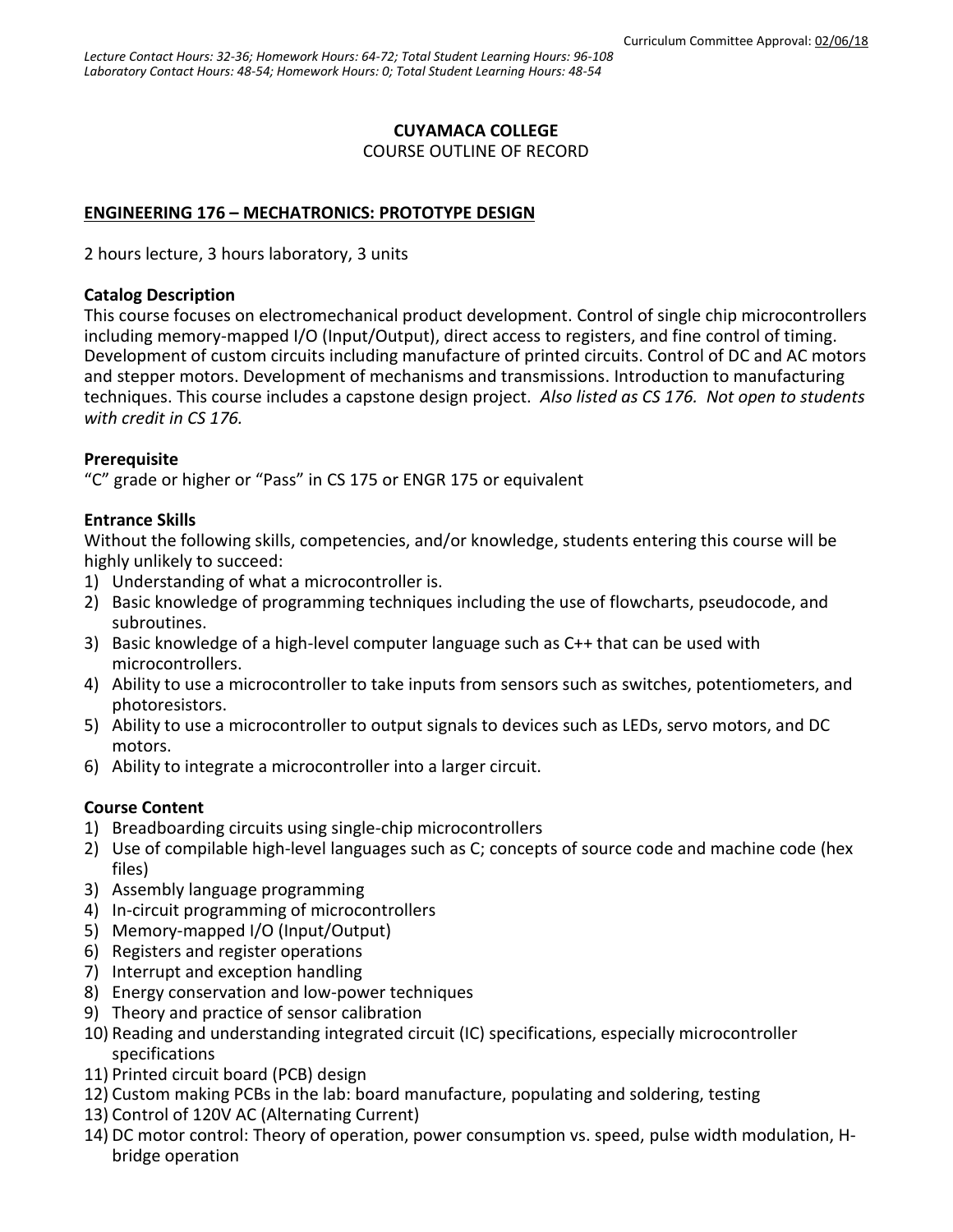Curriculum Committee Approval: 02/06/18

*Lecture Contact Hours: 32-36; Homework Hours: 64-72; Total Student Learning Hours: 96-108*
*Laboratory Contact Hours: 48-54; Homework Hours: 0; Total Student Learning Hours: 48-54*

**CUYAMACA COLLEGE**

COURSE OUTLINE OF RECORD

**ENGINEERING 176 – MECHATRONICS: PROTOTYPE DESIGN**

2 hours lecture, 3 hours laboratory, 3 units

### Catalog Description

This course focuses on electromechanical product development. Control of single chip microcontrollers including memory-mapped I/O (Input/Output), direct access to registers, and fine control of timing. Development of custom circuits including manufacture of printed circuits. Control of DC and AC motors and stepper motors. Development of mechanisms and transmissions. Introduction to manufacturing techniques. This course includes a capstone design project. *Also listed as CS 176. Not open to students with credit in CS 176.*

### Prerequisite

"C" grade or higher or "Pass" in CS 175 or ENGR 175 or equivalent

### Entrance Skills

Without the following skills, competencies, and/or knowledge, students entering this course will be highly unlikely to succeed:

1) Understanding of what a microcontroller is.
2) Basic knowledge of programming techniques including the use of flowcharts, pseudocode, and subroutines.
3) Basic knowledge of a high-level computer language such as C++ that can be used with microcontrollers.
4) Ability to use a microcontroller to take inputs from sensors such as switches, potentiometers, and photoresistors.
5) Ability to use a microcontroller to output signals to devices such as LEDs, servo motors, and DC motors.
6) Ability to integrate a microcontroller into a larger circuit.

### Course Content

1) Breadboarding circuits using single-chip microcontrollers
2) Use of compilable high-level languages such as C; concepts of source code and machine code (hex files)
3) Assembly language programming
4) In-circuit programming of microcontrollers
5) Memory-mapped I/O (Input/Output)
6) Registers and register operations
7) Interrupt and exception handling
8) Energy conservation and low-power techniques
9) Theory and practice of sensor calibration
10) Reading and understanding integrated circuit (IC) specifications, especially microcontroller specifications
11) Printed circuit board (PCB) design
12) Custom making PCBs in the lab: board manufacture, populating and soldering, testing
13) Control of 120V AC (Alternating Current)
14) DC motor control: Theory of operation, power consumption vs. speed, pulse width modulation, H-bridge operation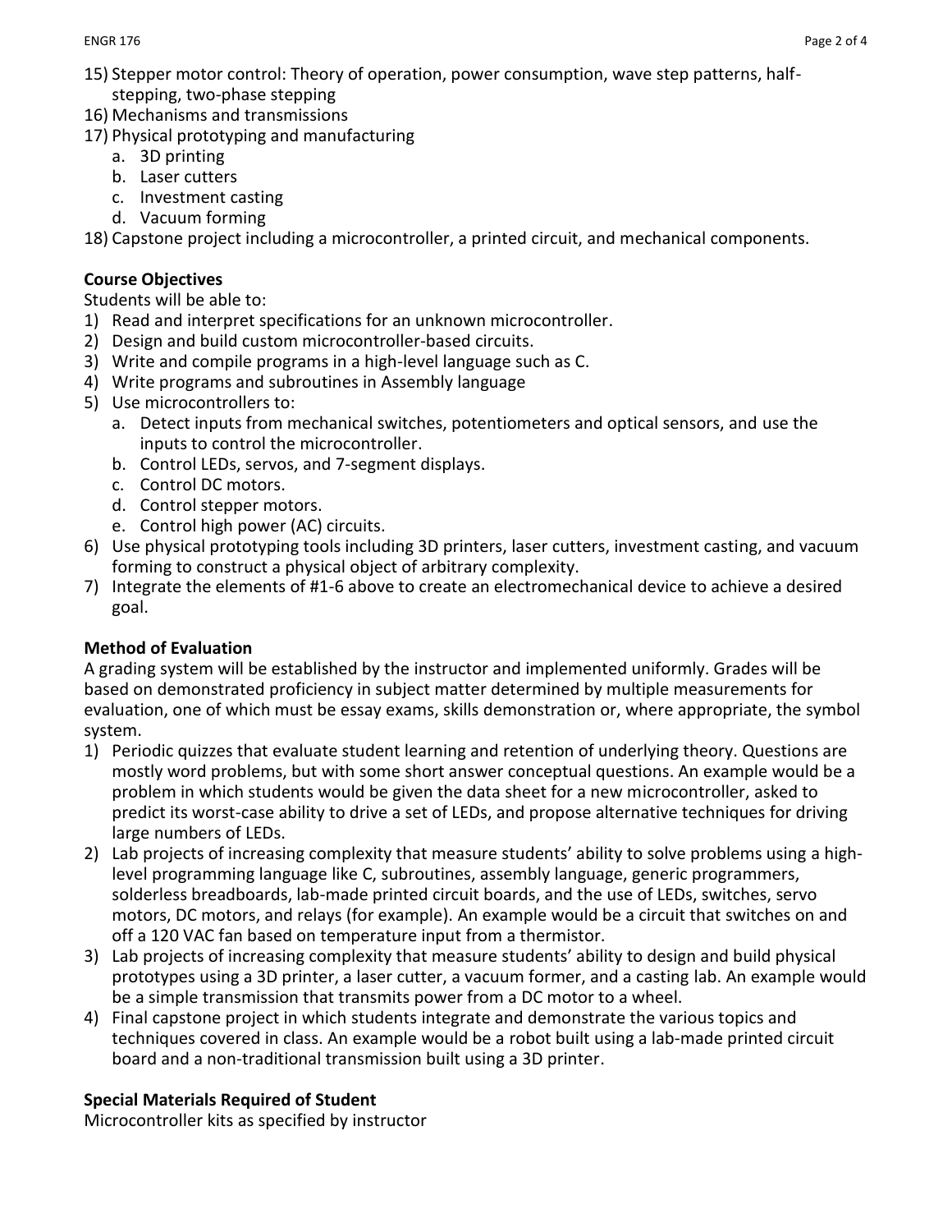15) Stepper motor control: Theory of operation, power consumption, wave step patterns, half-stepping, two-phase stepping
16) Mechanisms and transmissions
17) Physical prototyping and manufacturing
    a. 3D printing
    b. Laser cutters
    c. Investment casting
    d. Vacuum forming
18) Capstone project including a microcontroller, a printed circuit, and mechanical components.

**Course Objectives**

Students will be able to:

1) Read and interpret specifications for an unknown microcontroller.
2) Design and build custom microcontroller-based circuits.
3) Write and compile programs in a high-level language such as C.
4) Write programs and subroutines in Assembly language
5) Use microcontrollers to:
    a. Detect inputs from mechanical switches, potentiometers and optical sensors, and use the inputs to control the microcontroller.
    b. Control LEDs, servos, and 7-segment displays.
    c. Control DC motors.
    d. Control stepper motors.
    e. Control high power (AC) circuits.
6) Use physical prototyping tools including 3D printers, laser cutters, investment casting, and vacuum forming to construct a physical object of arbitrary complexity.
7) Integrate the elements of #1-6 above to create an electromechanical device to achieve a desired goal.

**Method of Evaluation**

A grading system will be established by the instructor and implemented uniformly. Grades will be based on demonstrated proficiency in subject matter determined by multiple measurements for evaluation, one of which must be essay exams, skills demonstration or, where appropriate, the symbol system.

1) Periodic quizzes that evaluate student learning and retention of underlying theory. Questions are mostly word problems, but with some short answer conceptual questions. An example would be a problem in which students would be given the data sheet for a new microcontroller, asked to predict its worst-case ability to drive a set of LEDs, and propose alternative techniques for driving large numbers of LEDs.
2) Lab projects of increasing complexity that measure students' ability to solve problems using a high-level programming language like C, subroutines, assembly language, generic programmers, solderless breadboards, lab-made printed circuit boards, and the use of LEDs, switches, servo motors, DC motors, and relays (for example). An example would be a circuit that switches on and off a 120 VAC fan based on temperature input from a thermistor.
3) Lab projects of increasing complexity that measure students' ability to design and build physical prototypes using a 3D printer, a laser cutter, a vacuum former, and a casting lab. An example would be a simple transmission that transmits power from a DC motor to a wheel.
4) Final capstone project in which students integrate and demonstrate the various topics and techniques covered in class. An example would be a robot built using a lab-made printed circuit board and a non-traditional transmission built using a 3D printer.

**Special Materials Required of Student**

Microcontroller kits as specified by instructor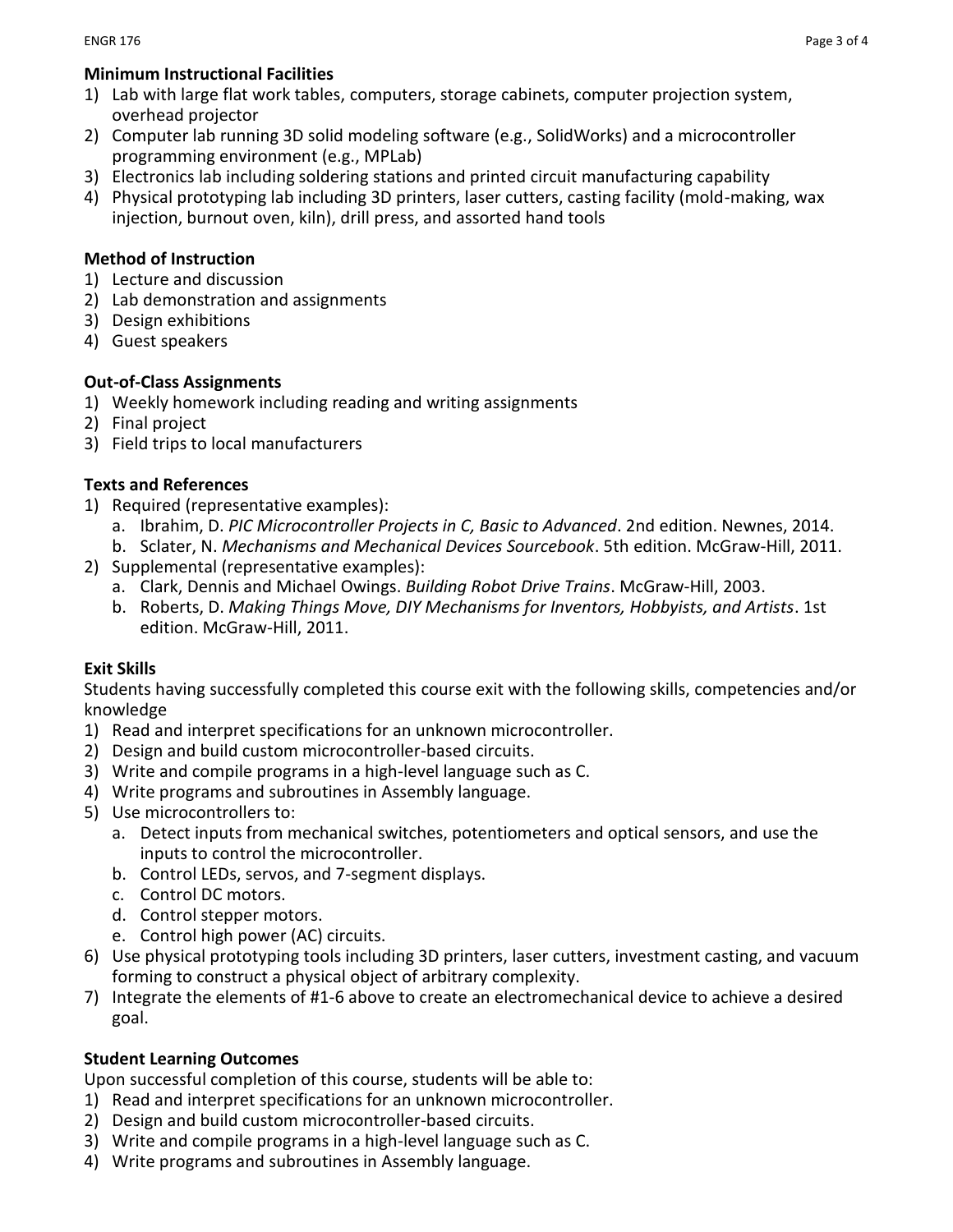**Minimum Instructional Facilities**

1) Lab with large flat work tables, computers, storage cabinets, computer projection system, overhead projector
2) Computer lab running 3D solid modeling software (e.g., SolidWorks) and a microcontroller programming environment (e.g., MPLab)
3) Electronics lab including soldering stations and printed circuit manufacturing capability
4) Physical prototyping lab including 3D printers, laser cutters, casting facility (mold-making, wax injection, burnout oven, kiln), drill press, and assorted hand tools

**Method of Instruction**

1) Lecture and discussion
2) Lab demonstration and assignments
3) Design exhibitions
4) Guest speakers

**Out-of-Class Assignments**

1) Weekly homework including reading and writing assignments
2) Final project
3) Field trips to local manufacturers

**Texts and References**

1) Required (representative examples):
   a. Ibrahim, D. *PIC Microcontroller Projects in C, Basic to Advanced*. 2nd edition. Newnes, 2014.
   b. Sclater, N. *Mechanisms and Mechanical Devices Sourcebook*. 5th edition. McGraw-Hill, 2011.
2) Supplemental (representative examples):
   a. Clark, Dennis and Michael Owings. *Building Robot Drive Trains*. McGraw-Hill, 2003.
   b. Roberts, D. *Making Things Move, DIY Mechanisms for Inventors, Hobbyists, and Artists*. 1st edition. McGraw-Hill, 2011.

**Exit Skills**

Students having successfully completed this course exit with the following skills, competencies and/or knowledge

1) Read and interpret specifications for an unknown microcontroller.
2) Design and build custom microcontroller-based circuits.
3) Write and compile programs in a high-level language such as C.
4) Write programs and subroutines in Assembly language.
5) Use microcontrollers to:
   a. Detect inputs from mechanical switches, potentiometers and optical sensors, and use the inputs to control the microcontroller.
   b. Control LEDs, servos, and 7-segment displays.
   c. Control DC motors.
   d. Control stepper motors.
   e. Control high power (AC) circuits.
6) Use physical prototyping tools including 3D printers, laser cutters, investment casting, and vacuum forming to construct a physical object of arbitrary complexity.
7) Integrate the elements of #1-6 above to create an electromechanical device to achieve a desired goal.

**Student Learning Outcomes**

Upon successful completion of this course, students will be able to:

1) Read and interpret specifications for an unknown microcontroller.
2) Design and build custom microcontroller-based circuits.
3) Write and compile programs in a high-level language such as C.
4) Write programs and subroutines in Assembly language.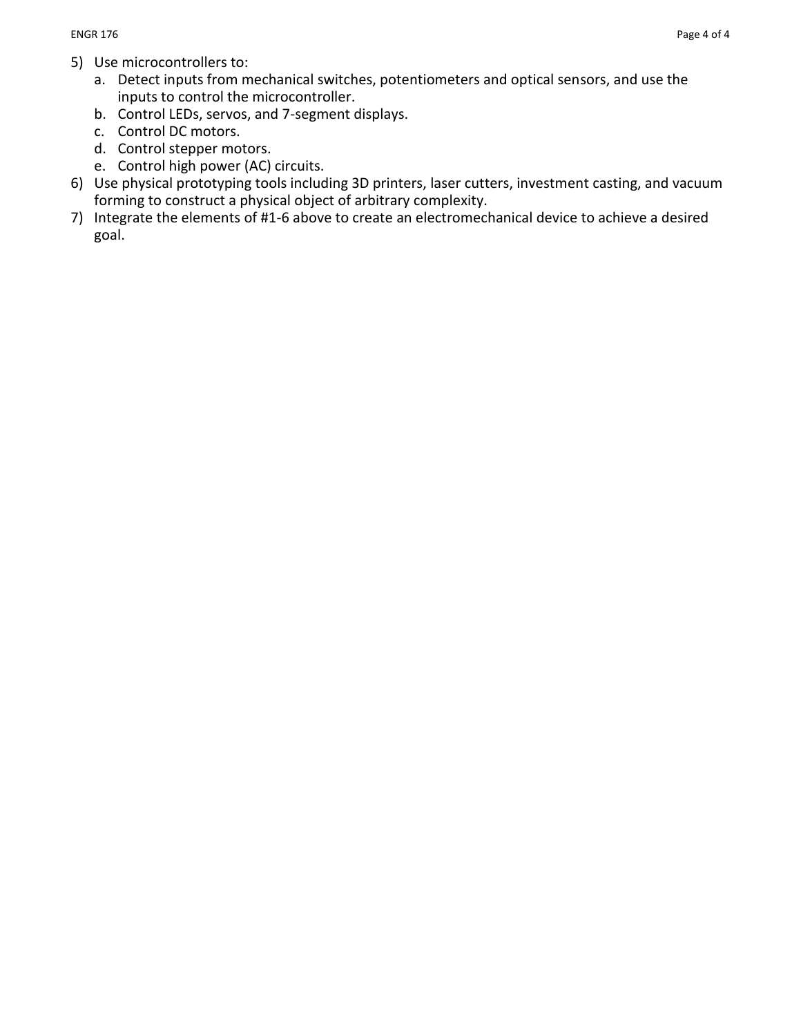5) Use microcontrollers to:
    a. Detect inputs from mechanical switches, potentiometers and optical sensors, and use the inputs to control the microcontroller.
    b. Control LEDs, servos, and 7-segment displays.
    c. Control DC motors.
    d. Control stepper motors.
    e. Control high power (AC) circuits.
6) Use physical prototyping tools including 3D printers, laser cutters, investment casting, and vacuum forming to construct a physical object of arbitrary complexity.
7) Integrate the elements of #1-6 above to create an electromechanical device to achieve a desired goal.